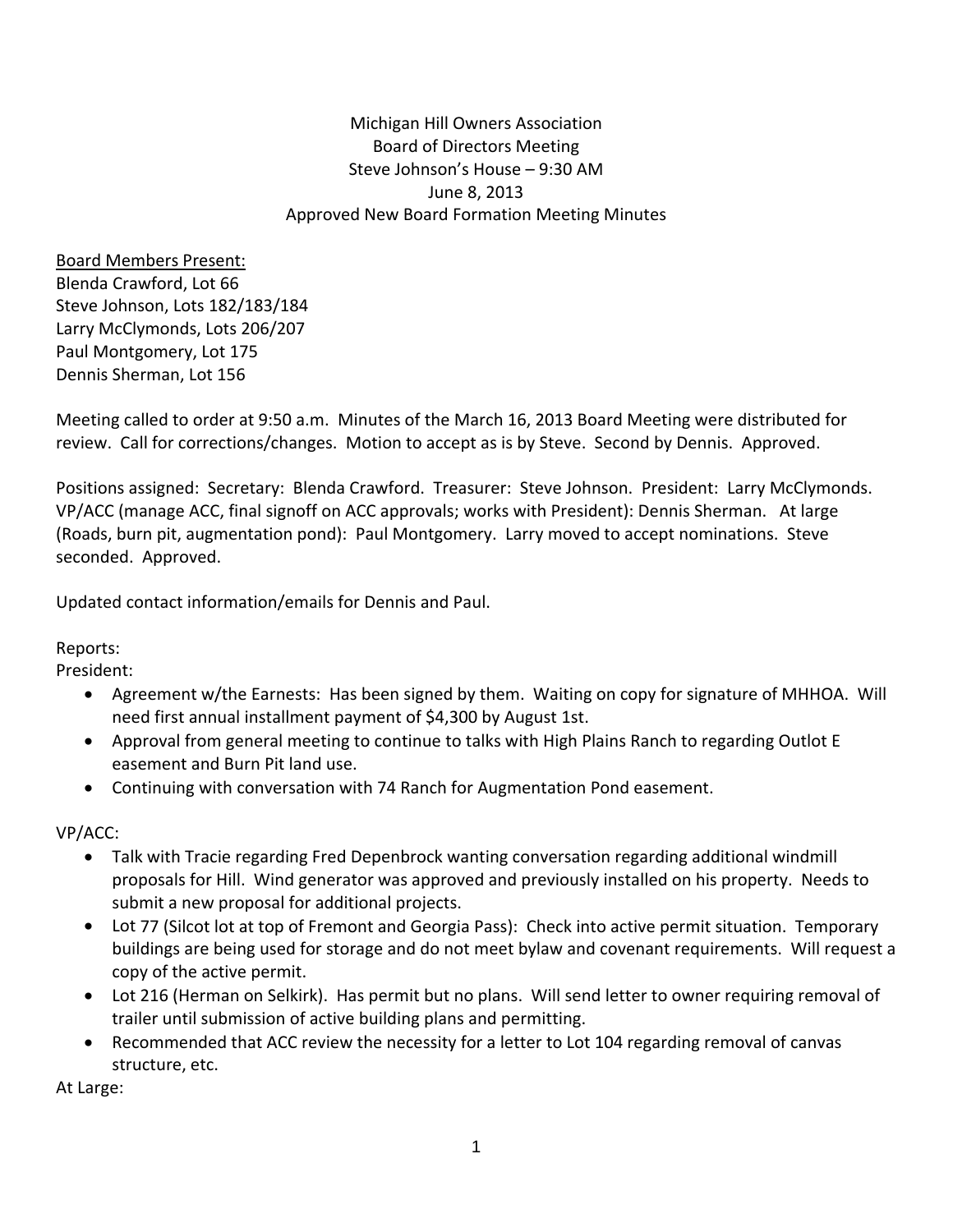Michigan Hill Owners Association
Board of Directors Meeting
Steve Johnson's House – 9:30 AM
June 8, 2013
Approved New Board Formation Meeting Minutes

Board Members Present:
Blenda Crawford, Lot 66
Steve Johnson, Lots 182/183/184
Larry McClymonds, Lots 206/207
Paul Montgomery, Lot 175
Dennis Sherman, Lot 156

Meeting called to order at 9:50 a.m. Minutes of the March 16, 2013 Board Meeting were distributed for review. Call for corrections/changes. Motion to accept as is by Steve. Second by Dennis. Approved.

Positions assigned: Secretary: Blenda Crawford. Treasurer: Steve Johnson. President: Larry McClymonds. VP/ACC (manage ACC, final signoff on ACC approvals; works with President): Dennis Sherman. At large (Roads, burn pit, augmentation pond): Paul Montgomery. Larry moved to accept nominations. Steve seconded. Approved.

Updated contact information/emails for Dennis and Paul.

Reports:
President:

- Agreement w/the Earnests: Has been signed by them. Waiting on copy for signature of MHHOA. Will need first annual installment payment of $4,300 by August 1st.
- Approval from general meeting to continue to talks with High Plains Ranch to regarding Outlot E easement and Burn Pit land use.
- Continuing with conversation with 74 Ranch for Augmentation Pond easement.

VP/ACC:

- Talk with Tracie regarding Fred Depenbrock wanting conversation regarding additional windmill proposals for Hill. Wind generator was approved and previously installed on his property. Needs to submit a new proposal for additional projects.
- Lot 77 (Silcot lot at top of Fremont and Georgia Pass): Check into active permit situation. Temporary buildings are being used for storage and do not meet bylaw and covenant requirements. Will request a copy of the active permit.
- Lot 216 (Herman on Selkirk). Has permit but no plans. Will send letter to owner requiring removal of trailer until submission of active building plans and permitting.
- Recommended that ACC review the necessity for a letter to Lot 104 regarding removal of canvas structure, etc.

At Large: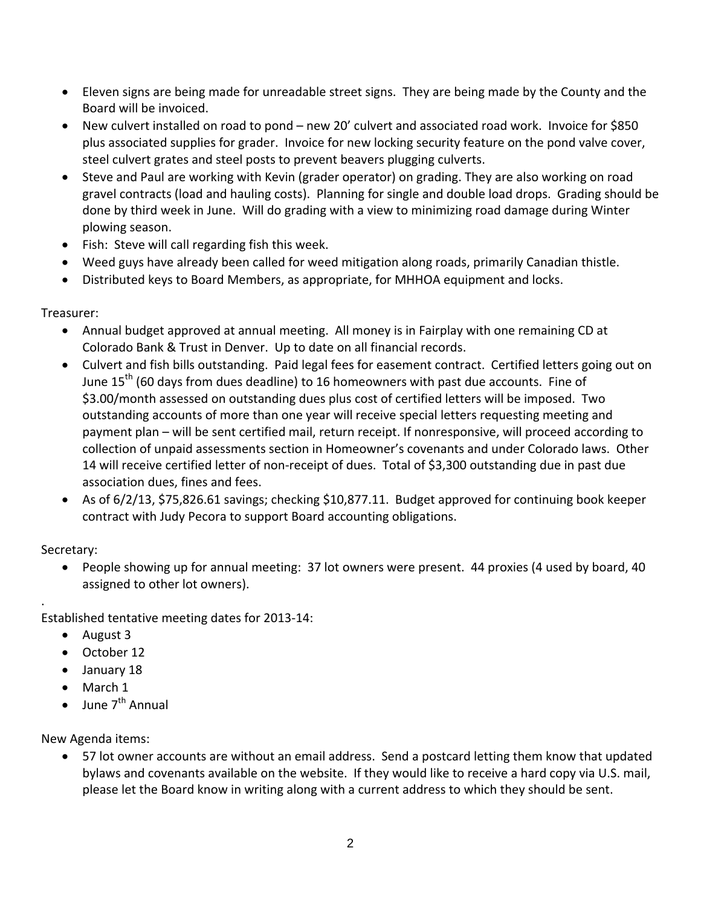- Eleven signs are being made for unreadable street signs. They are being made by the County and the Board will be invoiced.
- New culvert installed on road to pond – new 20' culvert and associated road work. Invoice for $850 plus associated supplies for grader. Invoice for new locking security feature on the pond valve cover, steel culvert grates and steel posts to prevent beavers plugging culverts.
- Steve and Paul are working with Kevin (grader operator) on grading. They are also working on road gravel contracts (load and hauling costs). Planning for single and double load drops. Grading should be done by third week in June. Will do grading with a view to minimizing road damage during Winter plowing season.
- Fish: Steve will call regarding fish this week.
- Weed guys have already been called for weed mitigation along roads, primarily Canadian thistle.
- Distributed keys to Board Members, as appropriate, for MHHOA equipment and locks.

Treasurer:

- Annual budget approved at annual meeting. All money is in Fairplay with one remaining CD at Colorado Bank & Trust in Denver. Up to date on all financial records.
- Culvert and fish bills outstanding. Paid legal fees for easement contract. Certified letters going out on June 15th (60 days from dues deadline) to 16 homeowners with past due accounts. Fine of $3.00/month assessed on outstanding dues plus cost of certified letters will be imposed. Two outstanding accounts of more than one year will receive special letters requesting meeting and payment plan – will be sent certified mail, return receipt. If nonresponsive, will proceed according to collection of unpaid assessments section in Homeowner's covenants and under Colorado laws. Other 14 will receive certified letter of non-receipt of dues. Total of $3,300 outstanding due in past due association dues, fines and fees.
- As of 6/2/13, $75,826.61 savings; checking $10,877.11. Budget approved for continuing book keeper contract with Judy Pecora to support Board accounting obligations.

Secretary:

- People showing up for annual meeting: 37 lot owners were present. 44 proxies (4 used by board, 40 assigned to other lot owners).

.

Established tentative meeting dates for 2013-14:

- August 3
- October 12
- January 18
- March 1
- June 7th Annual

New Agenda items:

- 57 lot owner accounts are without an email address. Send a postcard letting them know that updated bylaws and covenants available on the website. If they would like to receive a hard copy via U.S. mail, please let the Board know in writing along with a current address to which they should be sent.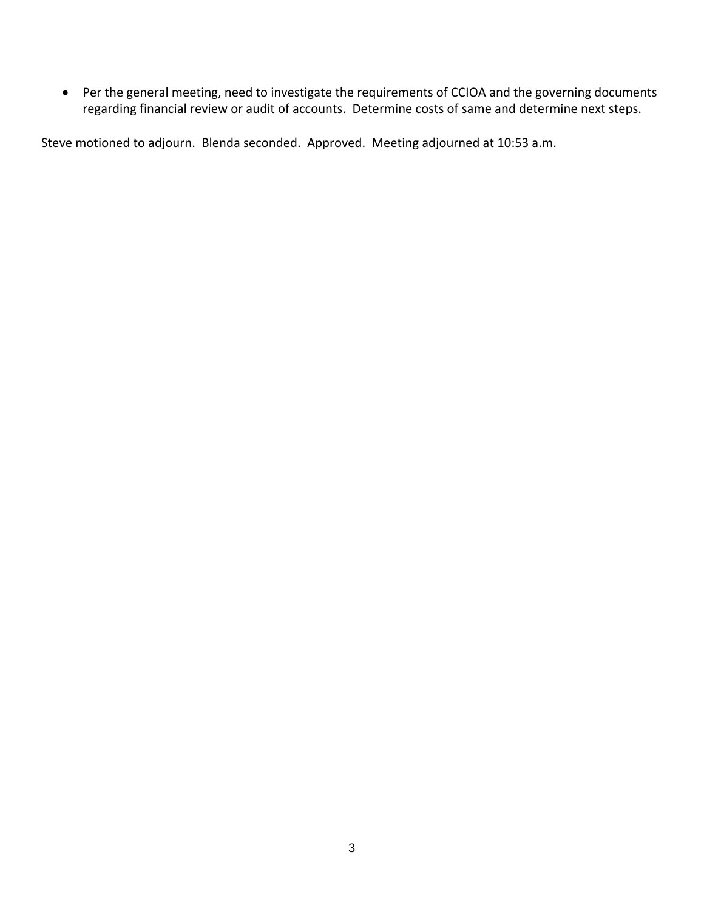- Per the general meeting, need to investigate the requirements of CCIOA and the governing documents regarding financial review or audit of accounts. Determine costs of same and determine next steps.

Steve motioned to adjourn. Blenda seconded. Approved. Meeting adjourned at 10:53 a.m.